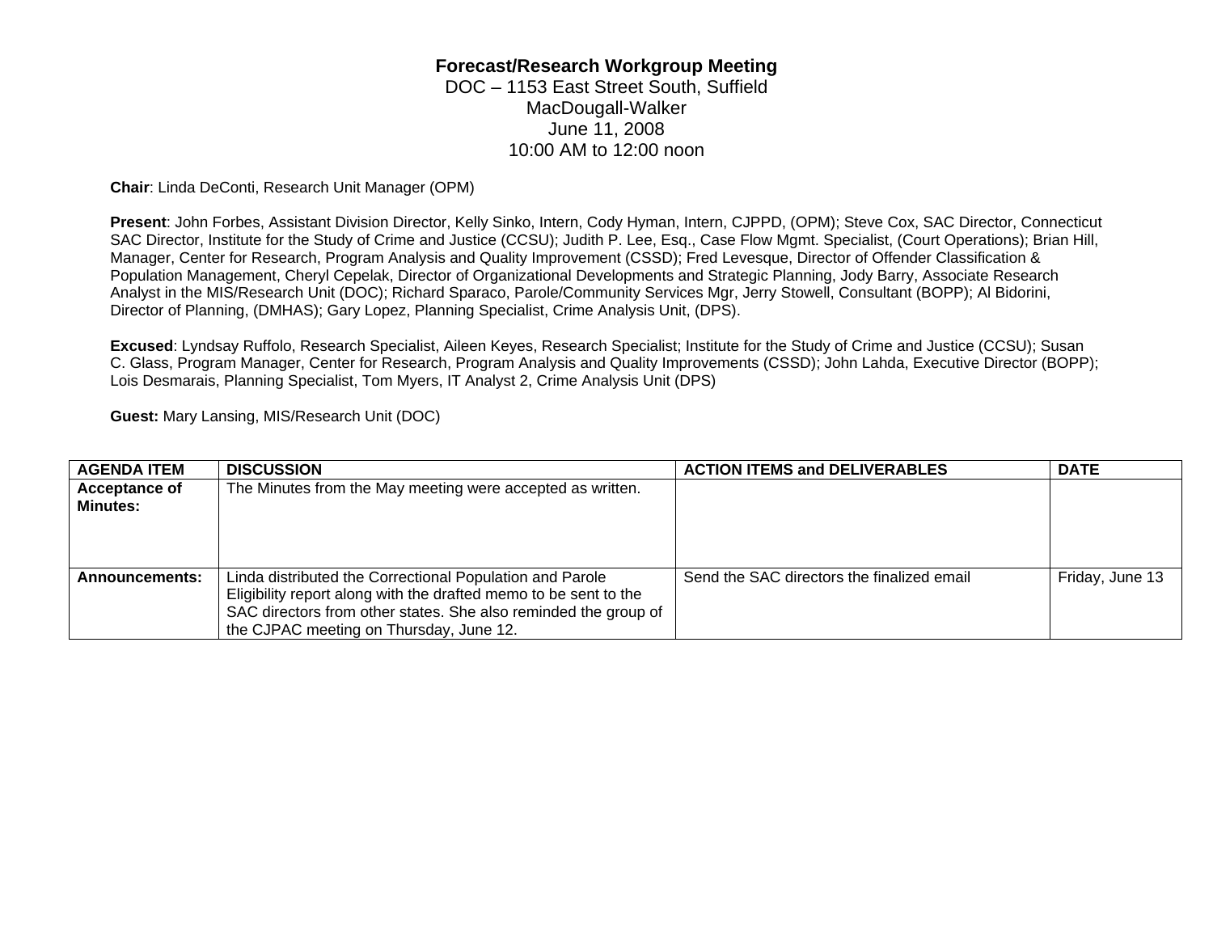# Forecast/Research Workgroup Meeting

DOC – 1153 East Street South, Suffield
MacDougall-Walker
June 11, 2008
10:00 AM to 12:00 noon

**Chair**: Linda DeConti, Research Unit Manager (OPM)

**Present**: John Forbes, Assistant Division Director, Kelly Sinko, Intern, Cody Hyman, Intern, CJPPD, (OPM); Steve Cox, SAC Director, Connecticut SAC Director, Institute for the Study of Crime and Justice (CCSU); Judith P. Lee, Esq., Case Flow Mgmt. Specialist, (Court Operations); Brian Hill, Manager, Center for Research, Program Analysis and Quality Improvement (CSSD); Fred Levesque, Director of Offender Classification & Population Management, Cheryl Cepelak, Director of Organizational Developments and Strategic Planning, Jody Barry, Associate Research Analyst in the MIS/Research Unit (DOC); Richard Sparaco, Parole/Community Services Mgr, Jerry Stowell, Consultant (BOPP); Al Bidorini, Director of Planning, (DMHAS); Gary Lopez, Planning Specialist, Crime Analysis Unit, (DPS).

**Excused**: Lyndsay Ruffolo, Research Specialist, Aileen Keyes, Research Specialist; Institute for the Study of Crime and Justice (CCSU); Susan C. Glass, Program Manager, Center for Research, Program Analysis and Quality Improvements (CSSD); John Lahda, Executive Director (BOPP); Lois Desmarais, Planning Specialist, Tom Myers, IT Analyst 2, Crime Analysis Unit (DPS)

**Guest:** Mary Lansing, MIS/Research Unit (DOC)

| AGENDA ITEM | DISCUSSION | ACTION ITEMS and DELIVERABLES | DATE |
|---|---|---|---|
| **Acceptance of Minutes:** | The Minutes from the May meeting were accepted as written. | | |
| **Announcements:** | Linda distributed the Correctional Population and Parole Eligibility report along with the drafted memo to be sent to the SAC directors from other states. She also reminded the group of the CJPAC meeting on Thursday, June 12. | Send the SAC directors the finalized email | Friday, June 13 |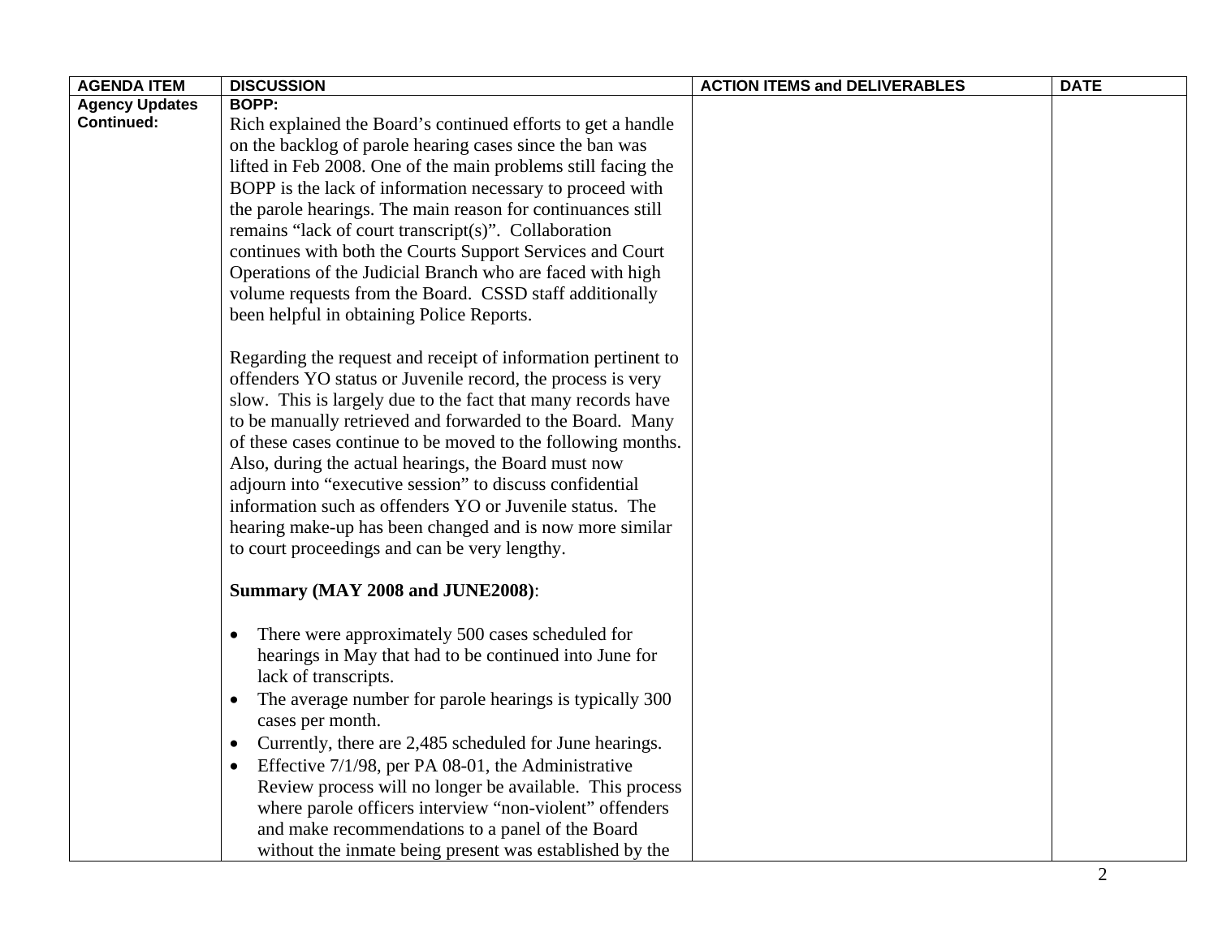| AGENDA ITEM | DISCUSSION | ACTION ITEMS and DELIVERABLES | DATE |
|---|---|---|---|
| **Agency Updates Continued:** | **BOPP:**<br>Rich explained the Board's continued efforts to get a handle on the backlog of parole hearing cases since the ban was lifted in Feb 2008. One of the main problems still facing the BOPP is the lack of information necessary to proceed with the parole hearings. The main reason for continuances still remains "lack of court transcript(s)". Collaboration continues with both the Courts Support Services and Court Operations of the Judicial Branch who are faced with high volume requests from the Board. CSSD staff additionally been helpful in obtaining Police Reports.<br><br>Regarding the request and receipt of information pertinent to offenders YO status or Juvenile record, the process is very slow. This is largely due to the fact that many records have to be manually retrieved and forwarded to the Board. Many of these cases continue to be moved to the following months. Also, during the actual hearings, the Board must now adjourn into "executive session" to discuss confidential information such as offenders YO or Juvenile status. The hearing make-up has been changed and is now more similar to court proceedings and can be very lengthy.<br><br>**Summary (MAY 2008 and JUNE2008)**:<br><br>• There were approximately 500 cases scheduled for hearings in May that had to be continued into June for lack of transcripts.<br>• The average number for parole hearings is typically 300 cases per month.<br>• Currently, there are 2,485 scheduled for June hearings.<br>• Effective 7/1/98, per PA 08-01, the Administrative Review process will no longer be available. This process where parole officers interview "non-violent" offenders and make recommendations to a panel of the Board without the inmate being present was established by the | | |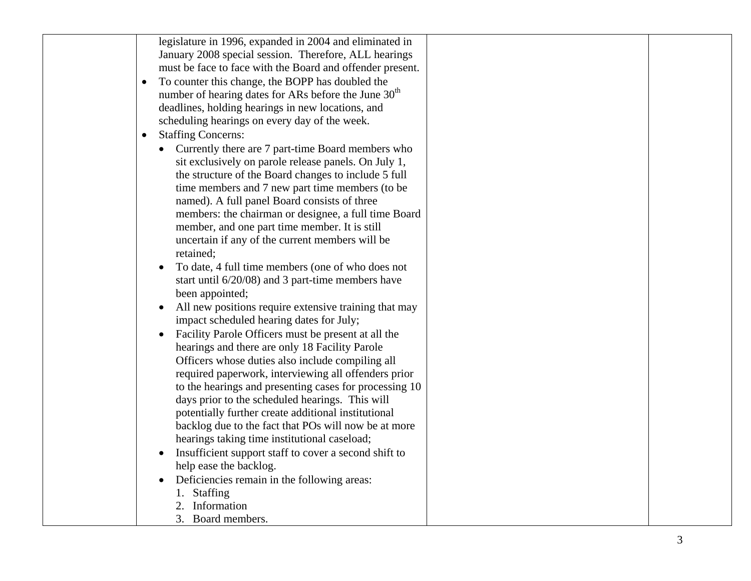| | legislature in 1996, expanded in 2004 and eliminated in January 2008 special session. Therefore, ALL hearings must be face to face with the Board and offender present.<br>• To counter this change, the BOPP has doubled the number of hearing dates for ARs before the June 30th deadlines, holding hearings in new locations, and scheduling hearings on every day of the week.<br>• Staffing Concerns:<br>  • Currently there are 7 part-time Board members who sit exclusively on parole release panels. On July 1, the structure of the Board changes to include 5 full time members and 7 new part time members (to be named). A full panel Board consists of three members: the chairman or designee, a full time Board member, and one part time member. It is still uncertain if any of the current members will be retained;<br>  • To date, 4 full time members (one of who does not start until 6/20/08) and 3 part-time members have been appointed;<br>  • All new positions require extensive training that may impact scheduled hearing dates for July;<br>  • Facility Parole Officers must be present at all the hearings and there are only 18 Facility Parole Officers whose duties also include compiling all required paperwork, interviewing all offenders prior to the hearings and presenting cases for processing 10 days prior to the scheduled hearings. This will potentially further create additional institutional backlog due to the fact that POs will now be at more hearings taking time institutional caseload;<br>  • Insufficient support staff to cover a second shift to help ease the backlog.<br>  • Deficiencies remain in the following areas:<br>    1. Staffing<br>    2. Information<br>    3. Board members. | | |
|---|---|---|---|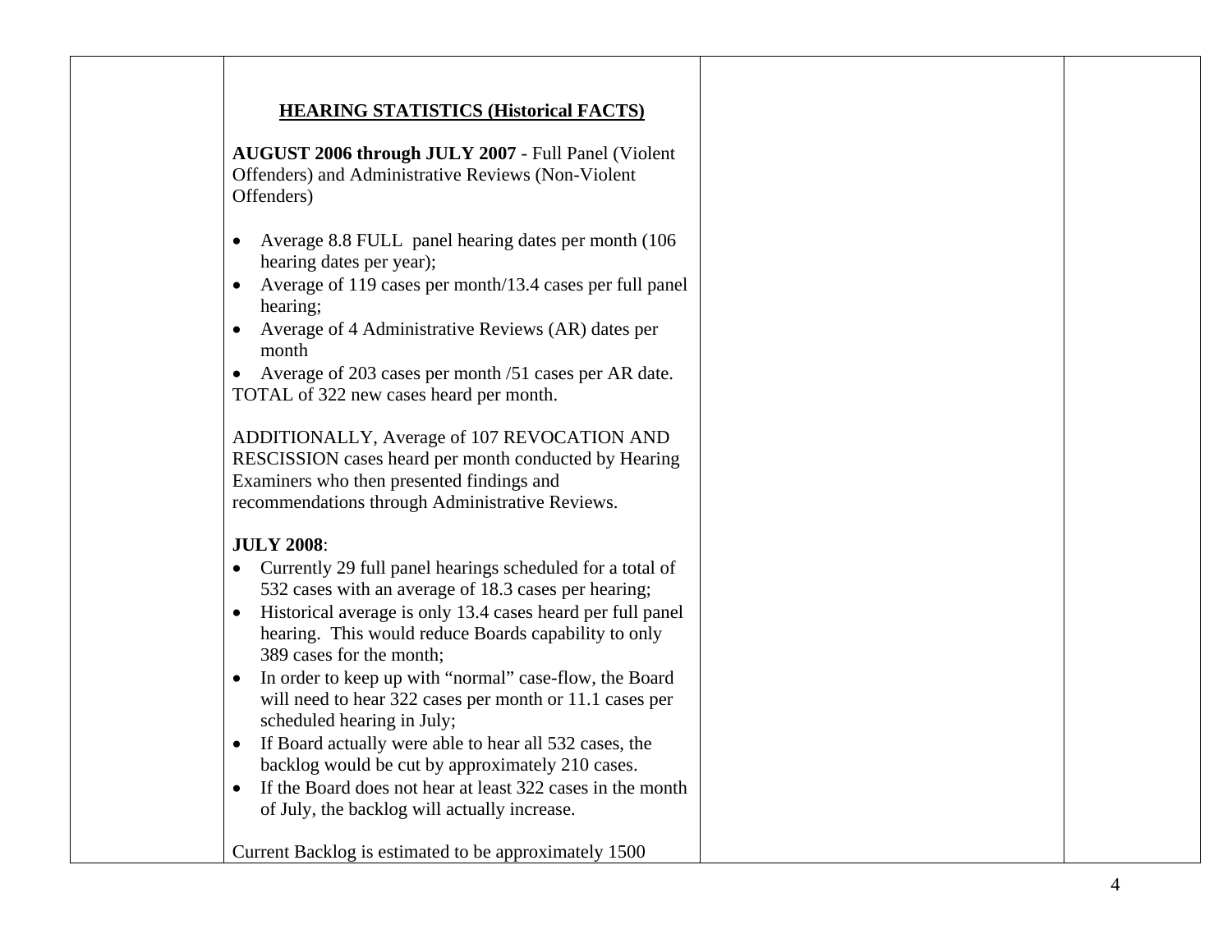**HEARING STATISTICS (Historical FACTS)**

**AUGUST 2006 through JULY 2007** - Full Panel (Violent Offenders) and Administrative Reviews (Non-Violent Offenders)

- Average 8.8 FULL panel hearing dates per month (106 hearing dates per year);
- Average of 119 cases per month/13.4 cases per full panel hearing;
- Average of 4 Administrative Reviews (AR) dates per month
- Average of 203 cases per month /51 cases per AR date.

TOTAL of 322 new cases heard per month.

ADDITIONALLY, Average of 107 REVOCATION AND RESCISSION cases heard per month conducted by Hearing Examiners who then presented findings and recommendations through Administrative Reviews.

**JULY 2008**:

- Currently 29 full panel hearings scheduled for a total of 532 cases with an average of 18.3 cases per hearing;
- Historical average is only 13.4 cases heard per full panel hearing. This would reduce Boards capability to only 389 cases for the month;
- In order to keep up with "normal" case-flow, the Board will need to hear 322 cases per month or 11.1 cases per scheduled hearing in July;
- If Board actually were able to hear all 532 cases, the backlog would be cut by approximately 210 cases.
- If the Board does not hear at least 322 cases in the month of July, the backlog will actually increase.

Current Backlog is estimated to be approximately 1500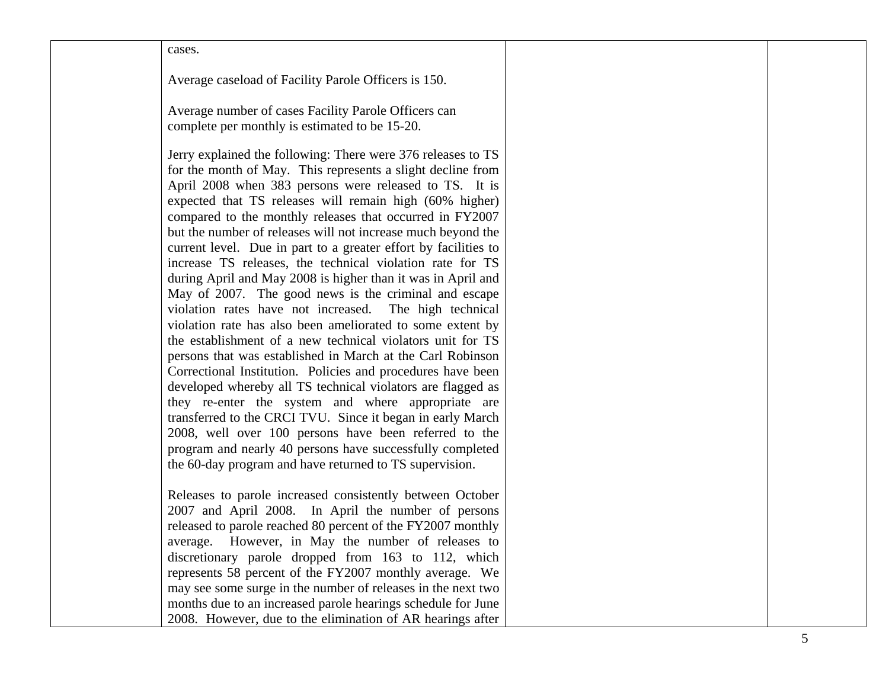| | cases.<br><br>Average caseload of Facility Parole Officers is 150.<br><br>Average number of cases Facility Parole Officers can complete per monthly is estimated to be 15-20.<br><br>Jerry explained the following: There were 376 releases to TS for the month of May. This represents a slight decline from April 2008 when 383 persons were released to TS. It is expected that TS releases will remain high (60% higher) compared to the monthly releases that occurred in FY2007 but the number of releases will not increase much beyond the current level. Due in part to a greater effort by facilities to increase TS releases, the technical violation rate for TS during April and May 2008 is higher than it was in April and May of 2007. The good news is the criminal and escape violation rates have not increased. The high technical violation rate has also been ameliorated to some extent by the establishment of a new technical violators unit for TS persons that was established in March at the Carl Robinson Correctional Institution. Policies and procedures have been developed whereby all TS technical violators are flagged as they re-enter the system and where appropriate are transferred to the CRCI TVU. Since it began in early March 2008, well over 100 persons have been referred to the program and nearly 40 persons have successfully completed the 60-day program and have returned to TS supervision.<br><br>Releases to parole increased consistently between October 2007 and April 2008. In April the number of persons released to parole reached 80 percent of the FY2007 monthly average. However, in May the number of releases to discretionary parole dropped from 163 to 112, which represents 58 percent of the FY2007 monthly average. We may see some surge in the number of releases in the next two months due to an increased parole hearings schedule for June 2008. However, due to the elimination of AR hearings after | | |
|---|---|---|---|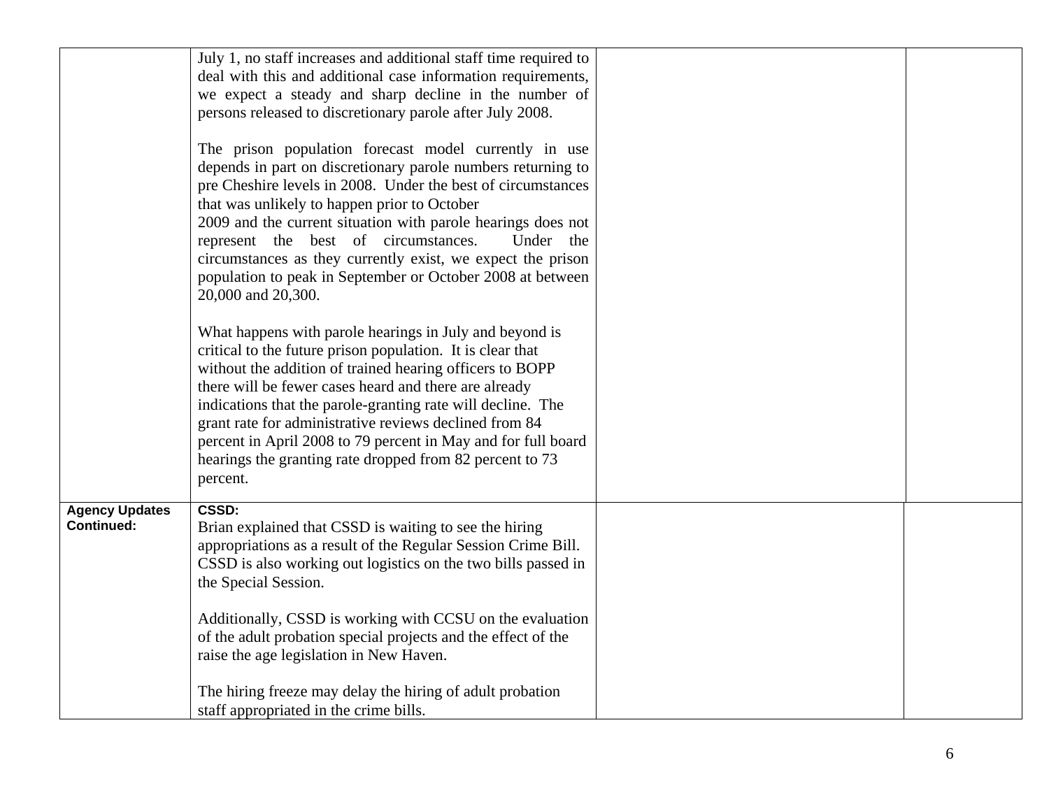|  |  |  |  |
|---|---|---|---|
|  | July 1, no staff increases and additional staff time required to deal with this and additional case information requirements, we expect a steady and sharp decline in the number of persons released to discretionary parole after July 2008.<br><br>The prison population forecast model currently in use depends in part on discretionary parole numbers returning to pre Cheshire levels in 2008. Under the best of circumstances that was unlikely to happen prior to October 2009 and the current situation with parole hearings does not represent the best of circumstances. Under the circumstances as they currently exist, we expect the prison population to peak in September or October 2008 at between 20,000 and 20,300.<br><br>What happens with parole hearings in July and beyond is critical to the future prison population. It is clear that without the addition of trained hearing officers to BOPP there will be fewer cases heard and there are already indications that the parole-granting rate will decline. The grant rate for administrative reviews declined from 84 percent in April 2008 to 79 percent in May and for full board hearings the granting rate dropped from 82 percent to 73 percent. |  |  |
| **Agency Updates Continued:** | **CSSD:**<br>Brian explained that CSSD is waiting to see the hiring appropriations as a result of the Regular Session Crime Bill. CSSD is also working out logistics on the two bills passed in the Special Session.<br><br>Additionally, CSSD is working with CCSU on the evaluation of the adult probation special projects and the effect of the raise the age legislation in New Haven.<br><br>The hiring freeze may delay the hiring of adult probation staff appropriated in the crime bills. |  |  |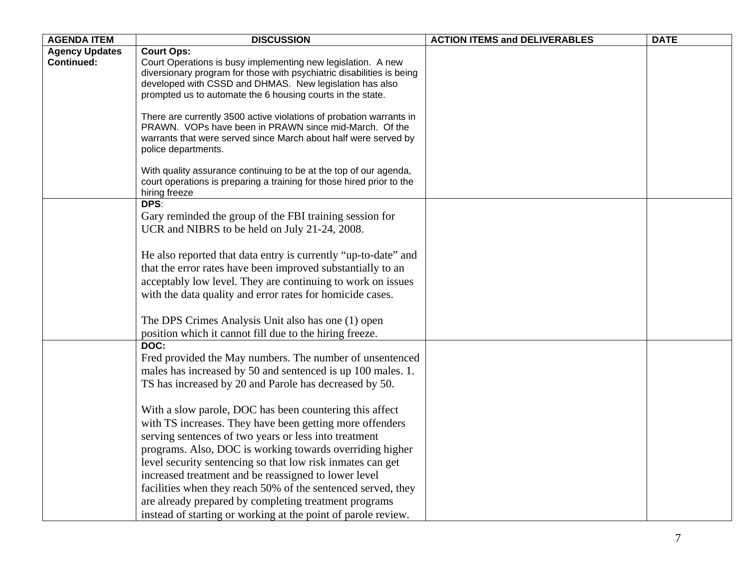| AGENDA ITEM | DISCUSSION | ACTION ITEMS and DELIVERABLES | DATE |
| --- | --- | --- | --- |
| **Agency Updates Continued:** | **Court Ops:**<br>Court Operations is busy implementing new legislation. A new diversionary program for those with psychiatric disabilities is being developed with CSSD and DHMAS. New legislation has also prompted us to automate the 6 housing courts in the state.<br><br>There are currently 3500 active violations of probation warrants in PRAWN. VOPs have been in PRAWN since mid-March. Of the warrants that were served since March about half were served by police departments.<br><br>With quality assurance continuing to be at the top of our agenda, court operations is preparing a training for those hired prior to the hiring freeze | | |
| | **DPS**:<br>Gary reminded the group of the FBI training session for UCR and NIBRS to be held on July 21-24, 2008.<br><br>He also reported that data entry is currently "up-to-date" and that the error rates have been improved substantially to an acceptably low level. They are continuing to work on issues with the data quality and error rates for homicide cases.<br><br>The DPS Crimes Analysis Unit also has one (1) open position which it cannot fill due to the hiring freeze. | | |
| | **DOC:**<br>Fred provided the May numbers. The number of unsentenced males has increased by 50 and sentenced is up 100 males. 1. TS has increased by 20 and Parole has decreased by 50.<br><br>With a slow parole, DOC has been countering this affect with TS increases. They have been getting more offenders serving sentences of two years or less into treatment programs. Also, DOC is working towards overriding higher level security sentencing so that low risk inmates can get increased treatment and be reassigned to lower level facilities when they reach 50% of the sentenced served, they are already prepared by completing treatment programs instead of starting or working at the point of parole review. | | |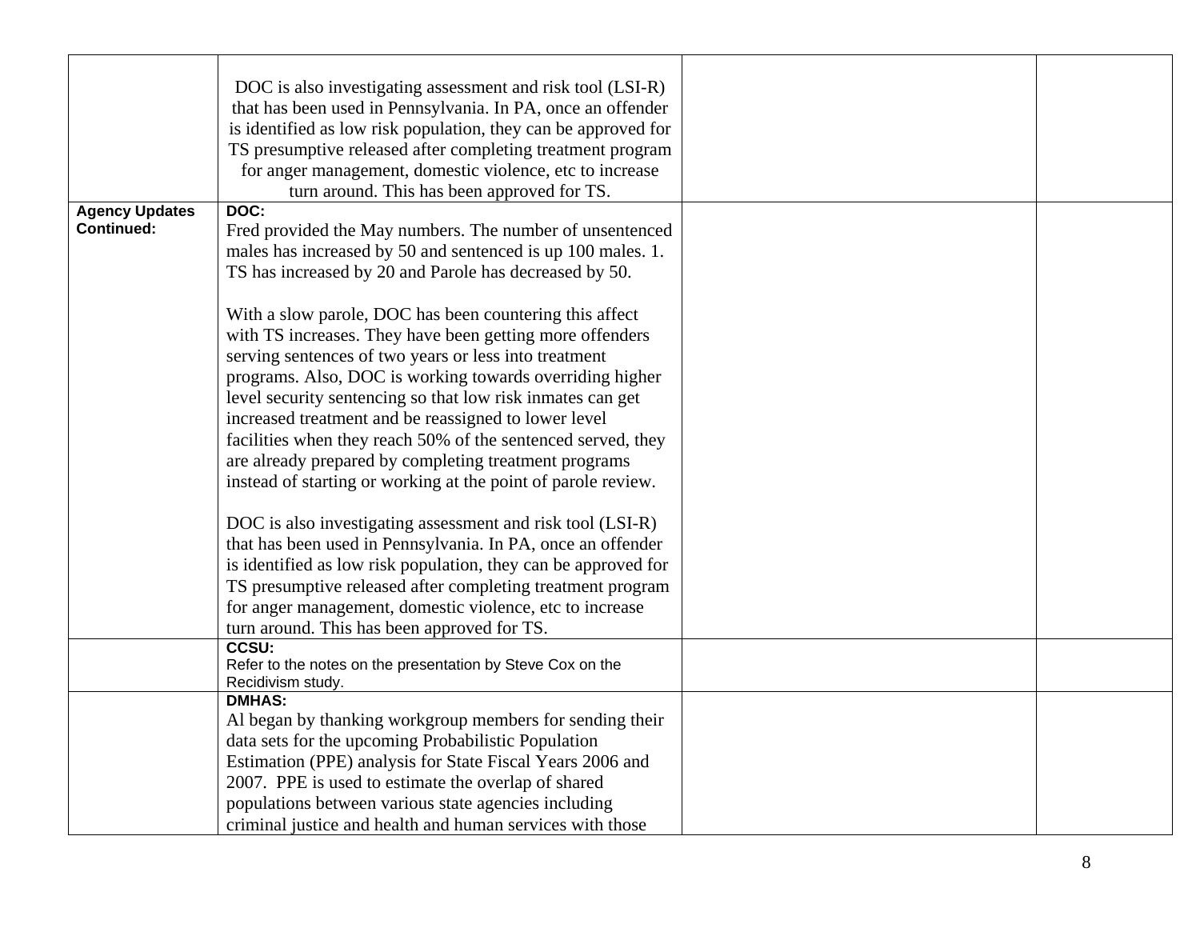| | | | |
|---|---|---|---|
| | DOC is also investigating assessment and risk tool (LSI-R) that has been used in Pennsylvania. In PA, once an offender is identified as low risk population, they can be approved for TS presumptive released after completing treatment program for anger management, domestic violence, etc to increase turn around. This has been approved for TS. | | |
| **Agency Updates Continued:** | **DOC:**<br>Fred provided the May numbers. The number of unsentenced males has increased by 50 and sentenced is up 100 males. 1. TS has increased by 20 and Parole has decreased by 50.<br><br>With a slow parole, DOC has been countering this affect with TS increases. They have been getting more offenders serving sentences of two years or less into treatment programs. Also, DOC is working towards overriding higher level security sentencing so that low risk inmates can get increased treatment and be reassigned to lower level facilities when they reach 50% of the sentenced served, they are already prepared by completing treatment programs instead of starting or working at the point of parole review.<br><br>DOC is also investigating assessment and risk tool (LSI-R) that has been used in Pennsylvania. In PA, once an offender is identified as low risk population, they can be approved for TS presumptive released after completing treatment program for anger management, domestic violence, etc to increase turn around. This has been approved for TS. | | |
| | **CCSU:**<br>Refer to the notes on the presentation by Steve Cox on the Recidivism study. | | |
| | **DMHAS:**<br>Al began by thanking workgroup members for sending their data sets for the upcoming Probabilistic Population Estimation (PPE) analysis for State Fiscal Years 2006 and 2007. PPE is used to estimate the overlap of shared populations between various state agencies including criminal justice and health and human services with those | | |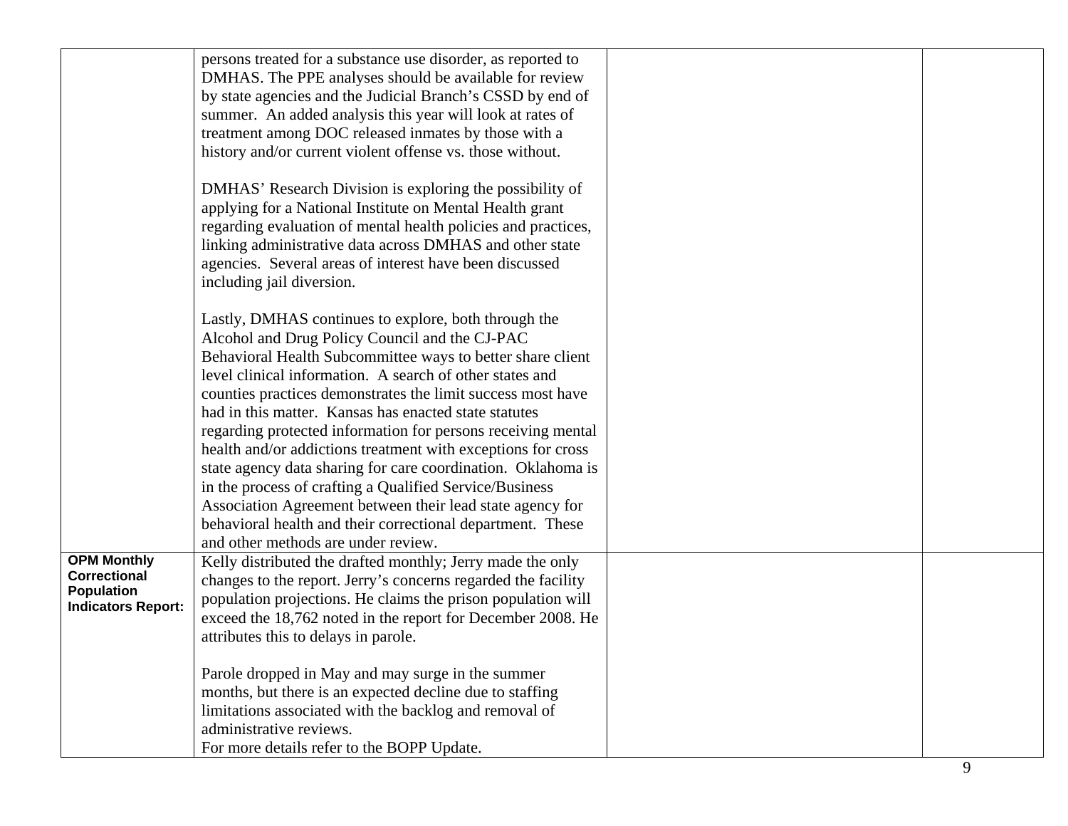| | | | |
|---|---|---|---|
| | persons treated for a substance use disorder, as reported to DMHAS. The PPE analyses should be available for review by state agencies and the Judicial Branch's CSSD by end of summer. An added analysis this year will look at rates of treatment among DOC released inmates by those with a history and/or current violent offense vs. those without.<br><br>DMHAS' Research Division is exploring the possibility of applying for a National Institute on Mental Health grant regarding evaluation of mental health policies and practices, linking administrative data across DMHAS and other state agencies. Several areas of interest have been discussed including jail diversion.<br><br>Lastly, DMHAS continues to explore, both through the Alcohol and Drug Policy Council and the CJ-PAC Behavioral Health Subcommittee ways to better share client level clinical information. A search of other states and counties practices demonstrates the limit success most have had in this matter. Kansas has enacted state statutes regarding protected information for persons receiving mental health and/or addictions treatment with exceptions for cross state agency data sharing for care coordination. Oklahoma is in the process of crafting a Qualified Service/Business Association Agreement between their lead state agency for behavioral health and their correctional department. These and other methods are under review. | | |
| **OPM Monthly Correctional Population Indicators Report:** | Kelly distributed the drafted monthly; Jerry made the only changes to the report. Jerry's concerns regarded the facility population projections. He claims the prison population will exceed the 18,762 noted in the report for December 2008. He attributes this to delays in parole.<br><br>Parole dropped in May and may surge in the summer months, but there is an expected decline due to staffing limitations associated with the backlog and removal of administrative reviews.<br>For more details refer to the BOPP Update. | | |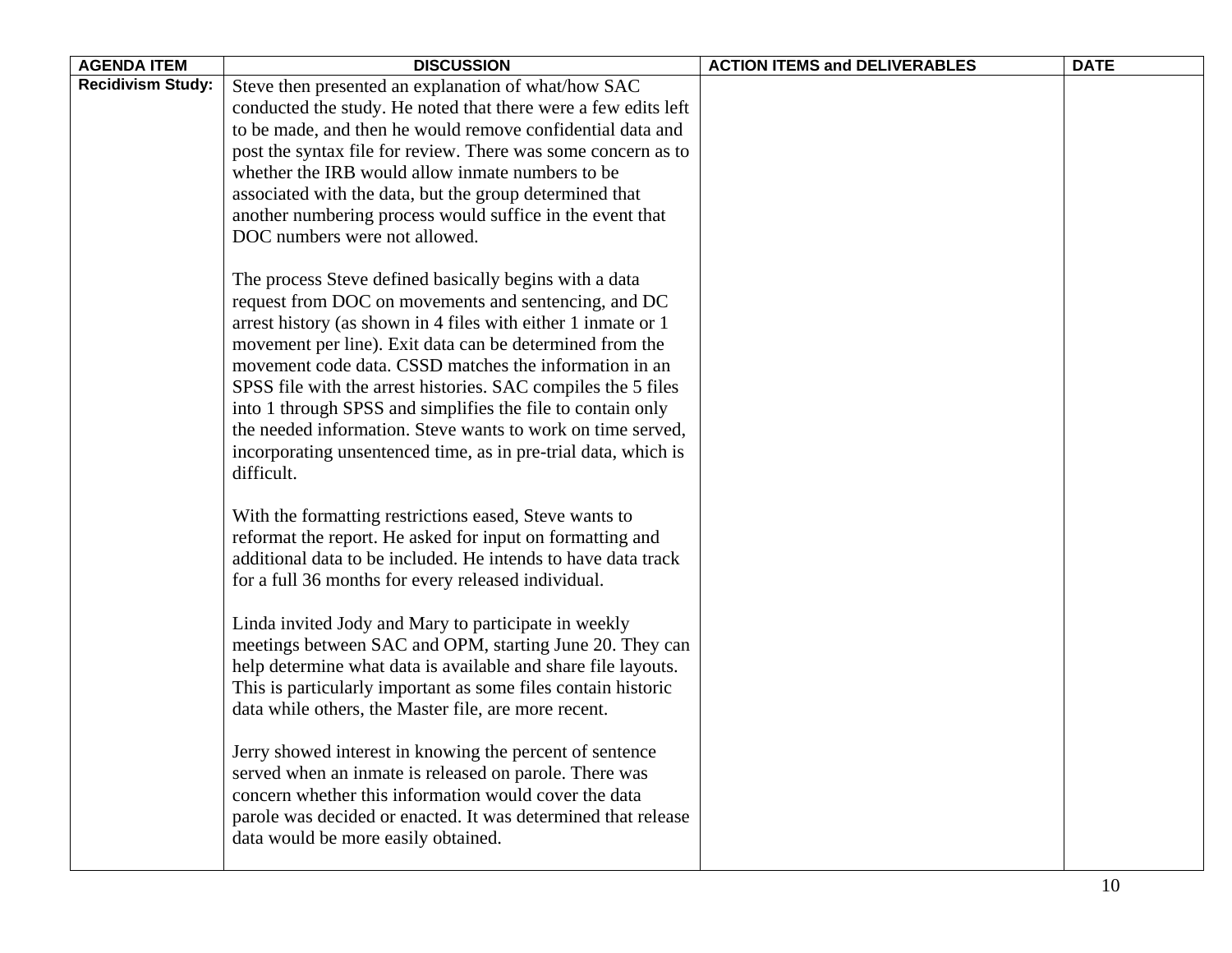| AGENDA ITEM | DISCUSSION | ACTION ITEMS and DELIVERABLES | DATE |
|---|---|---|---|
| **Recidivism Study:** | Steve then presented an explanation of what/how SAC conducted the study. He noted that there were a few edits left to be made, and then he would remove confidential data and post the syntax file for review. There was some concern as to whether the IRB would allow inmate numbers to be associated with the data, but the group determined that another numbering process would suffice in the event that DOC numbers were not allowed.<br><br>The process Steve defined basically begins with a data request from DOC on movements and sentencing, and DC arrest history (as shown in 4 files with either 1 inmate or 1 movement per line). Exit data can be determined from the movement code data. CSSD matches the information in an SPSS file with the arrest histories. SAC compiles the 5 files into 1 through SPSS and simplifies the file to contain only the needed information. Steve wants to work on time served, incorporating unsentenced time, as in pre-trial data, which is difficult.<br><br>With the formatting restrictions eased, Steve wants to reformat the report. He asked for input on formatting and additional data to be included. He intends to have data track for a full 36 months for every released individual.<br><br>Linda invited Jody and Mary to participate in weekly meetings between SAC and OPM, starting June 20. They can help determine what data is available and share file layouts. This is particularly important as some files contain historic data while others, the Master file, are more recent.<br><br>Jerry showed interest in knowing the percent of sentence served when an inmate is released on parole. There was concern whether this information would cover the data parole was decided or enacted. It was determined that release data would be more easily obtained. | | |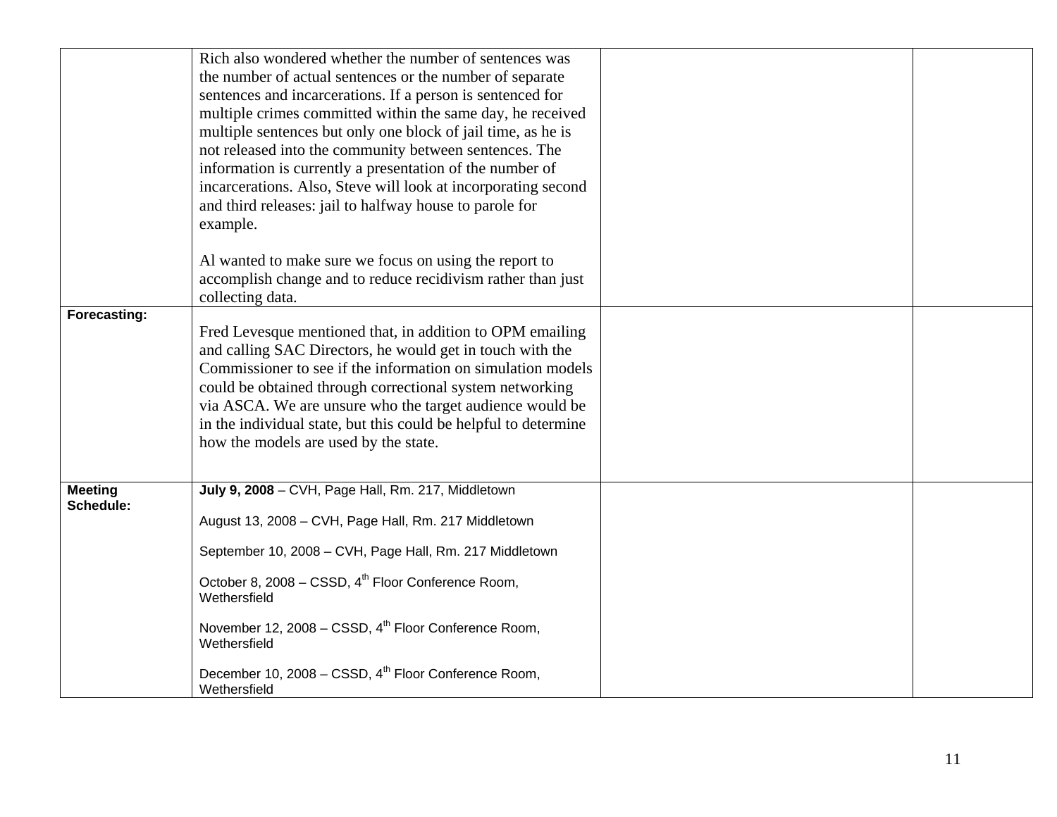| | | | |
|---|---|---|---|
| | Rich also wondered whether the number of sentences was the number of actual sentences or the number of separate sentences and incarcerations. If a person is sentenced for multiple crimes committed within the same day, he received multiple sentences but only one block of jail time, as he is not released into the community between sentences. The information is currently a presentation of the number of incarcerations. Also, Steve will look at incorporating second and third releases: jail to halfway house to parole for example.<br><br>Al wanted to make sure we focus on using the report to accomplish change and to reduce recidivism rather than just collecting data. | | |
| **Forecasting:** | Fred Levesque mentioned that, in addition to OPM emailing and calling SAC Directors, he would get in touch with the Commissioner to see if the information on simulation models could be obtained through correctional system networking via ASCA. We are unsure who the target audience would be in the individual state, but this could be helpful to determine how the models are used by the state. | | |
| **Meeting Schedule:** | **July 9, 2008** – CVH, Page Hall, Rm. 217, Middletown<br><br>August 13, 2008 – CVH, Page Hall, Rm. 217 Middletown<br><br>September 10, 2008 – CVH, Page Hall, Rm. 217 Middletown<br><br>October 8, 2008 – CSSD, 4th Floor Conference Room, Wethersfield<br><br>November 12, 2008 – CSSD, 4th Floor Conference Room, Wethersfield<br><br>December 10, 2008 – CSSD, 4th Floor Conference Room, Wethersfield | | |